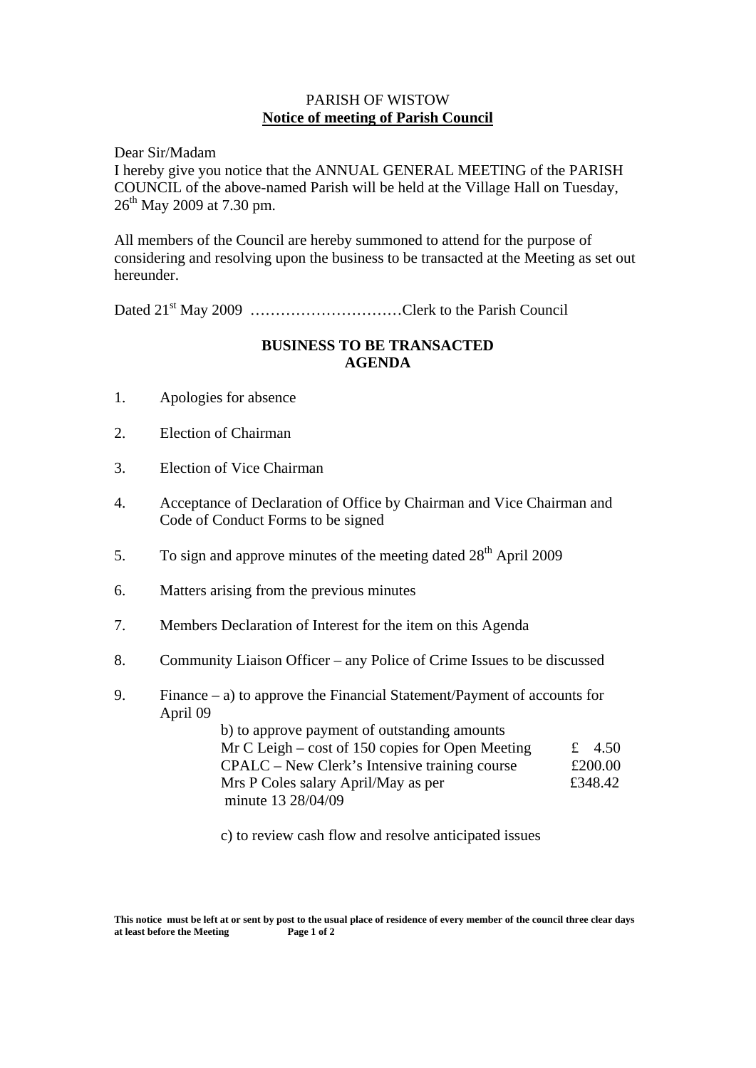PARISH OF WISTOW

**Notice of meeting of Parish Council**

Dear Sir/Madam

I hereby give you notice that the ANNUAL GENERAL MEETING of the PARISH COUNCIL of the above-named Parish will be held at the Village Hall on Tuesday, 26th May 2009 at 7.30 pm.

All members of the Council are hereby summoned to attend for the purpose of considering and resolving upon the business to be transacted at the Meeting as set out hereunder.

Dated 21st May 2009 …………………………Clerk to the Parish Council

**BUSINESS TO BE TRANSACTED**
**AGENDA**

1. Apologies for absence
2. Election of Chairman
3. Election of Vice Chairman
4. Acceptance of Declaration of Office by Chairman and Vice Chairman and Code of Conduct Forms to be signed
5. To sign and approve minutes of the meeting dated 28th April 2009
6. Matters arising from the previous minutes
7. Members Declaration of Interest for the item on this Agenda
8. Community Liaison Officer – any Police of Crime Issues to be discussed
9. Finance – a) to approve the Financial Statement/Payment of accounts for April 09

   b) to approve payment of outstanding amounts

   | | |
   |---|---|
   | Mr C Leigh – cost of 150 copies for Open Meeting | £ 4.50 |
   | CPALC – New Clerk's Intensive training course | £200.00 |
   | Mrs P Coles salary April/May as per minute 13 28/04/09 | £348.42 |

   c) to review cash flow and resolve anticipated issues

**This notice must be left at or sent by post to the usual place of residence of every member of the council three clear days at least before the Meeting**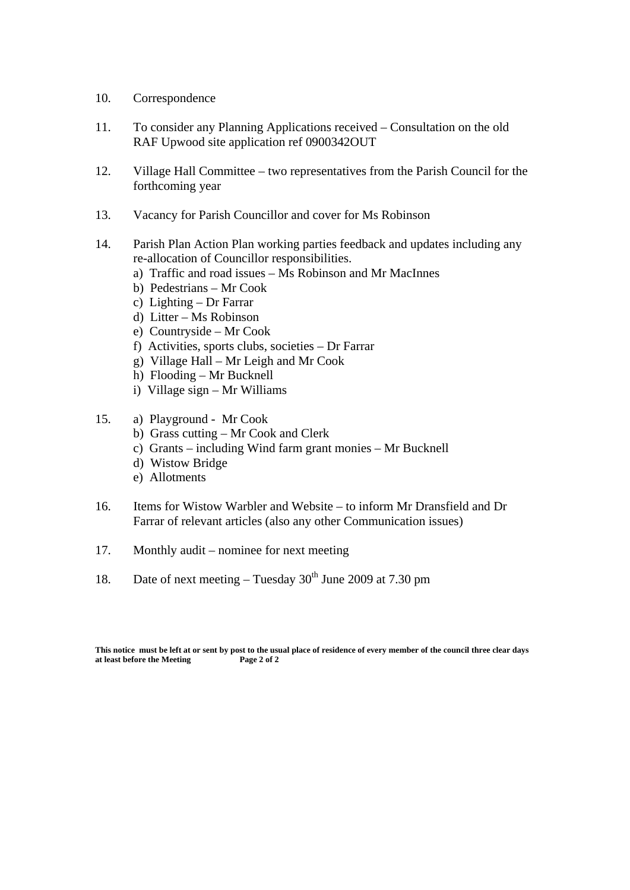10. Correspondence

11. To consider any Planning Applications received – Consultation on the old RAF Upwood site application ref 0900342OUT

12. Village Hall Committee – two representatives from the Parish Council for the forthcoming year

13. Vacancy for Parish Councillor and cover for Ms Robinson

14. Parish Plan Action Plan working parties feedback and updates including any re-allocation of Councillor responsibilities.
    a) Traffic and road issues – Ms Robinson and Mr MacInnes
    b) Pedestrians – Mr Cook
    c) Lighting – Dr Farrar
    d) Litter – Ms Robinson
    e) Countryside – Mr Cook
    f) Activities, sports clubs, societies – Dr Farrar
    g) Village Hall – Mr Leigh and Mr Cook
    h) Flooding – Mr Bucknell
    i) Village sign – Mr Williams

15. a) Playground - Mr Cook
    b) Grass cutting – Mr Cook and Clerk
    c) Grants – including Wind farm grant monies – Mr Bucknell
    d) Wistow Bridge
    e) Allotments

16. Items for Wistow Warbler and Website – to inform Mr Dransfield and Dr Farrar of relevant articles (also any other Communication issues)

17. Monthly audit – nominee for next meeting

18. Date of next meeting – Tuesday 30th June 2009 at 7.30 pm

**This notice must be left at or sent by post to the usual place of residence of every member of the council three clear days at least before the Meeting**